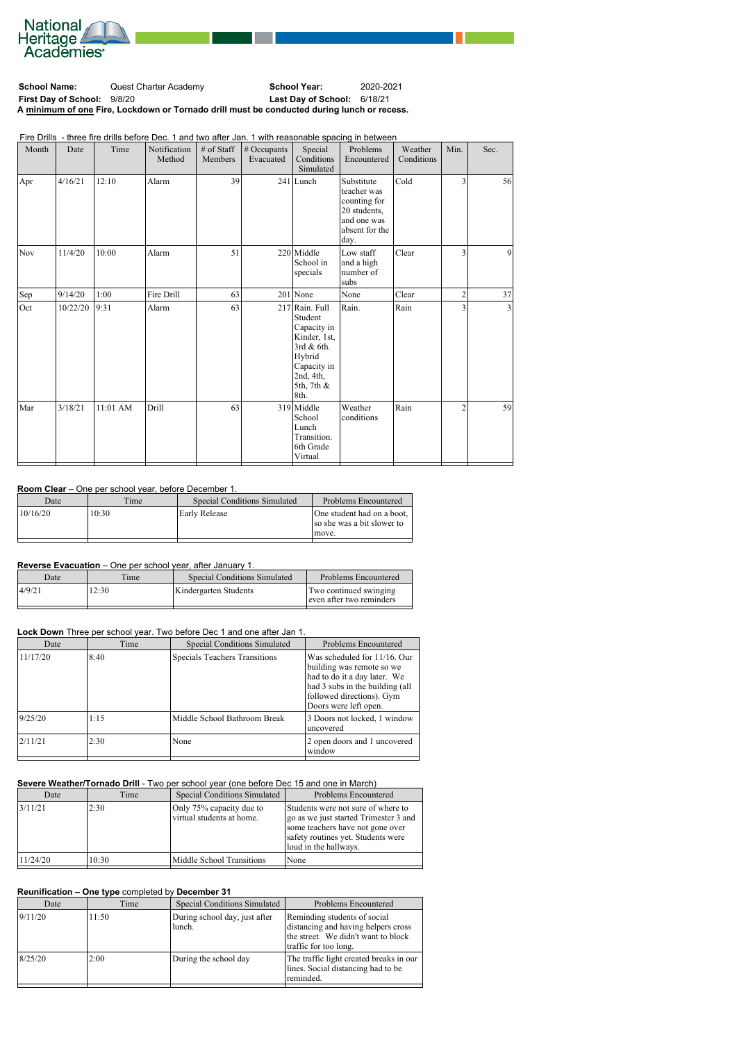National Heritage Academies®

**School Name:** Quest Charter Academy **School Year:** 2020-2021

**First Day of School:** 9/8/20 **Last Day of School:** 6/18/21

**A minimum of one Fire, Lockdown or Tornado drill must be conducted during lunch or recess.**

Fire Drills - three fire drills before Dec. 1 and two after Jan. 1 with reasonable spacing in between

| Month | Date | Time | Notification Method | # of Staff Members | # Occupants Evacuated | Special Conditions Simulated | Problems Encountered | Weather Conditions | Min. | Sec. |
|---|---|---|---|---|---|---|---|---|---|---|
| Apr | 4/16/21 | 12:10 | Alarm | 39 | 241 | Lunch | Substitute teacher was counting for 20 students, and one was absent for the day. | Cold | 3 | 56 |
| Nov | 11/4/20 | 10:00 | Alarm | 51 | 220 | Middle School in specials | Low staff and a high number of subs | Clear | 3 | 9 |
| Sep | 9/14/20 | 1:00 | Fire Drill | 63 | 201 | None | None | Clear | 2 | 37 |
| Oct | 10/22/20 | 9:31 | Alarm | 63 | 217 | Rain. Full Student Capacity in Kinder, 1st, 3rd & 6th. Hybrid Capacity in 2nd, 4th, 5th, 7th & 8th. | Rain. | Rain | 3 | 3 |
| Mar | 3/18/21 | 11:01 AM | Drill | 63 | 319 | Middle School Lunch Transition. 6th Grade Virtual | Weather conditions | Rain | 2 | 59 |

**Room Clear** – One per school year, before December 1.

| Date | Time | Special Conditions Simulated | Problems Encountered |
|---|---|---|---|
| 10/16/20 | 10:30 | Early Release | One student had on a boot, so she was a bit slower to move. |

**Reverse Evacuation** – One per school year, after January 1.

| Date | Time | Special Conditions Simulated | Problems Encountered |
|---|---|---|---|
| 4/9/21 | 12:30 | Kindergarten Students | Two continued swinging even after two reminders |

**Lock Down** Three per school year. Two before Dec 1 and one after Jan 1.

| Date | Time | Special Conditions Simulated | Problems Encountered |
|---|---|---|---|
| 11/17/20 | 8:40 | Specials Teachers Transitions | Was scheduled for 11/16. Our building was remote so we had to do it a day later. We had 3 subs in the building (all followed directions). Gym Doors were left open. |
| 9/25/20 | 1:15 | Middle School Bathroom Break | 3 Doors not locked, 1 window uncovered |
| 2/11/21 | 2:30 | None | 2 open doors and 1 uncovered window |

**Severe Weather/Tornado Drill** - Two per school year (one before Dec 15 and one in March)

| Date | Time | Special Conditions Simulated | Problems Encountered |
|---|---|---|---|
| 3/11/21 | 2:30 | Only 75% capacity due to virtual students at home. | Students were not sure of where to go as we just started Trimester 3 and some teachers have not gone over safety routines yet. Students were loud in the hallways. |
| 11/24/20 | 10:30 | Middle School Transitions | None |

**Reunification – One type** completed by **December 31**

| Date | Time | Special Conditions Simulated | Problems Encountered |
|---|---|---|---|
| 9/11/20 | 11:50 | During school day, just after lunch. | Reminding students of social distancing and having helpers cross the street. We didn't want to block the traffic for too long. |
| 8/25/20 | 2:00 | During the school day | The traffic light created breaks in our lines. Social distancing had to be reminded. |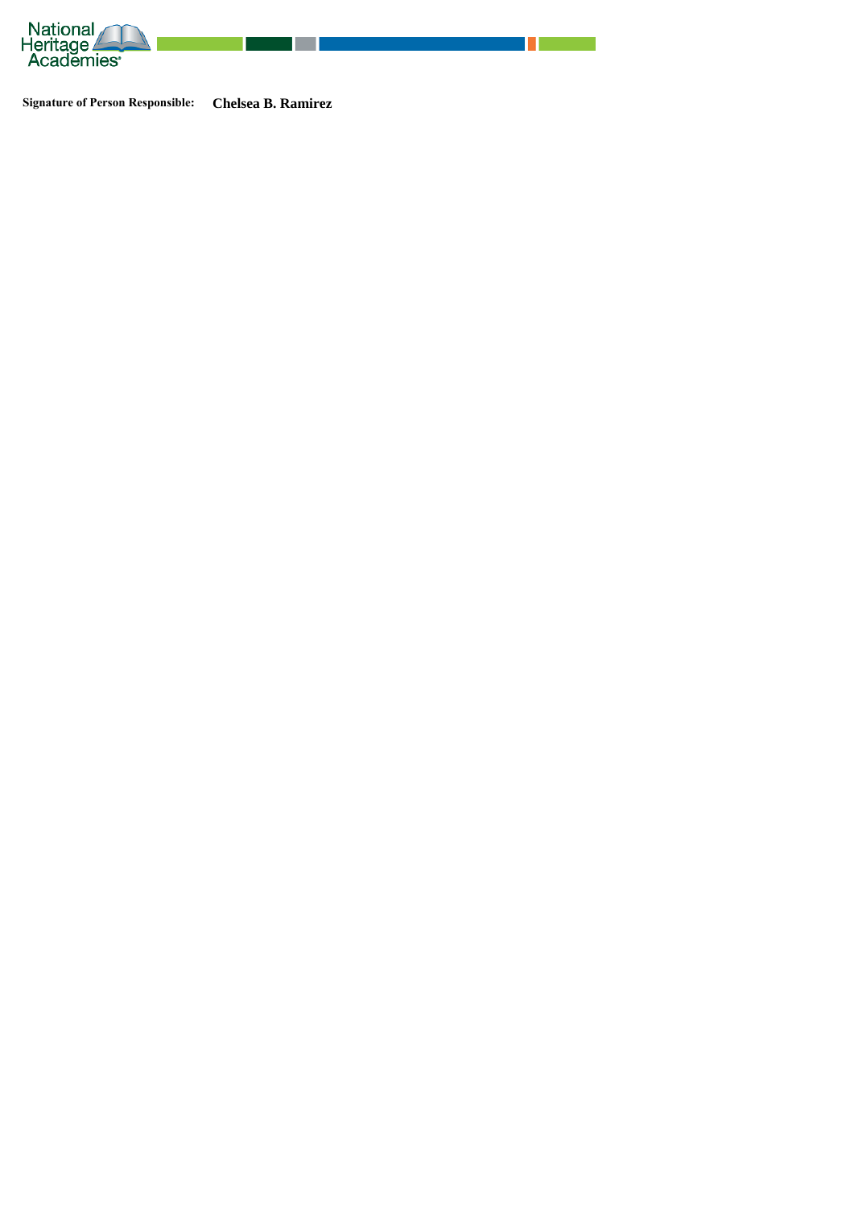**Signature of Person Responsible:** **Chelsea B. Ramirez**